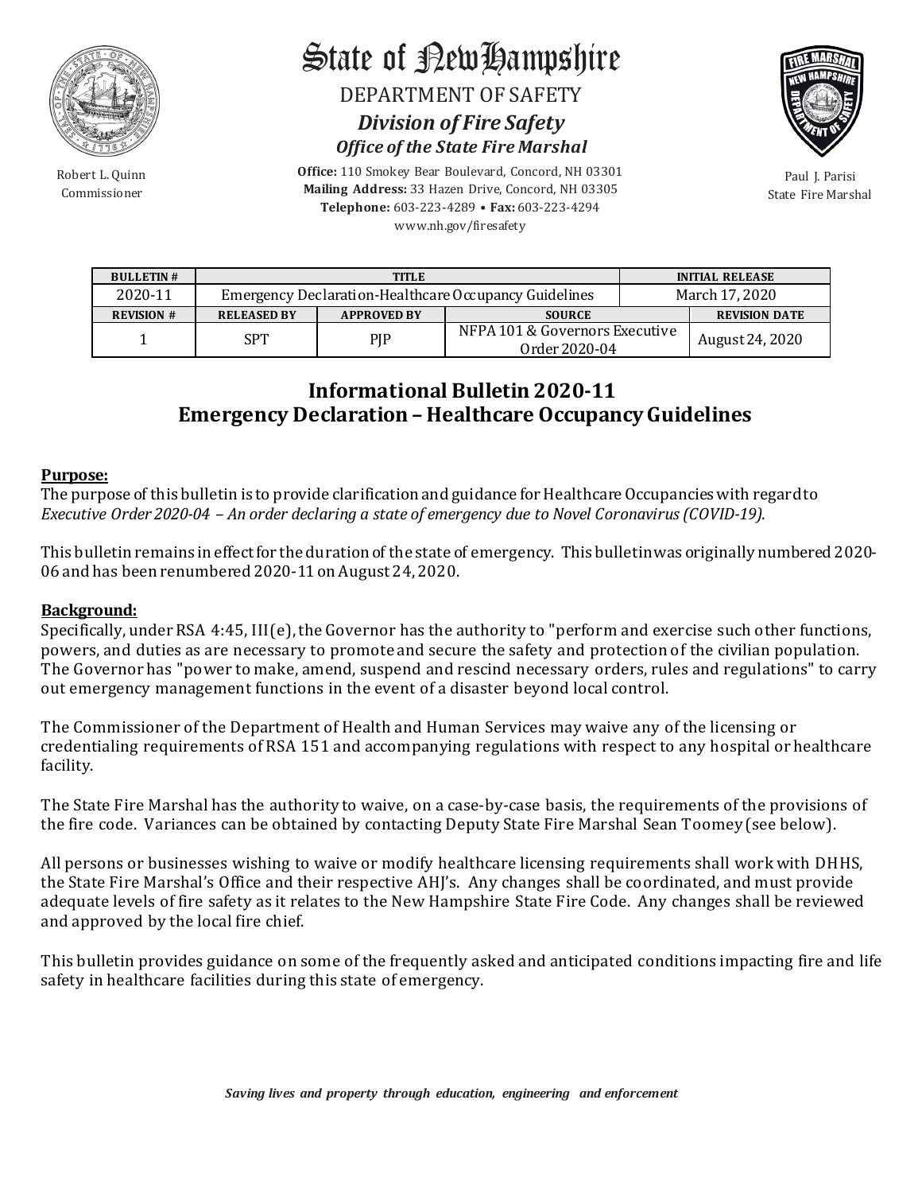# State of New Hampshire

DEPARTMENT OF SAFETY

***Division of Fire Safety***

***Office of the State Fire Marshal***

Robert L. Quinn
Commissioner

**Office:** 110 Smokey Bear Boulevard, Concord, NH 03301
**Mailing Address:** 33 Hazen Drive, Concord, NH 03305
**Telephone:** 603-223-4289 • **Fax:** 603-223-4294
www.nh.gov/firesafety

Paul J. Parisi
State Fire Marshal

| BULLETIN # | TITLE | | | INITIAL RELEASE | |
|---|---|---|---|---|---|
| 2020-11 | Emergency Declaration-Healthcare Occupancy Guidelines | | | March 17, 2020 | |
| **REVISION #** | **RELEASED BY** | **APPROVED BY** | **SOURCE** | | **REVISION DATE** |
| 1 | SPT | PJP | NFPA 101 & Governors Executive Order 2020-04 | | August 24, 2020 |

## Informational Bulletin 2020-11
## Emergency Declaration – Healthcare Occupancy Guidelines

**Purpose:**

The purpose of this bulletin is to provide clarification and guidance for Healthcare Occupancies with regard to *Executive Order 2020-04 – An order declaring a state of emergency due to Novel Coronavirus (COVID-19).*

This bulletin remains in effect for the duration of the state of emergency. This bulletin was originally numbered 2020-06 and has been renumbered 2020-11 on August 24, 2020.

**Background:**

Specifically, under RSA 4:45, III(e), the Governor has the authority to "perform and exercise such other functions, powers, and duties as are necessary to promote and secure the safety and protection of the civilian population. The Governor has "power to make, amend, suspend and rescind necessary orders, rules and regulations" to carry out emergency management functions in the event of a disaster beyond local control.

The Commissioner of the Department of Health and Human Services may waive any of the licensing or credentialing requirements of RSA 151 and accompanying regulations with respect to any hospital or healthcare facility.

The State Fire Marshal has the authority to waive, on a case-by-case basis, the requirements of the provisions of the fire code. Variances can be obtained by contacting Deputy State Fire Marshal Sean Toomey (see below).

All persons or businesses wishing to waive or modify healthcare licensing requirements shall work with DHHS, the State Fire Marshal's Office and their respective AHJ's. Any changes shall be coordinated, and must provide adequate levels of fire safety as it relates to the New Hampshire State Fire Code. Any changes shall be reviewed and approved by the local fire chief.

This bulletin provides guidance on some of the frequently asked and anticipated conditions impacting fire and life safety in healthcare facilities during this state of emergency.

***Saving lives and property through education, engineering and enforcement***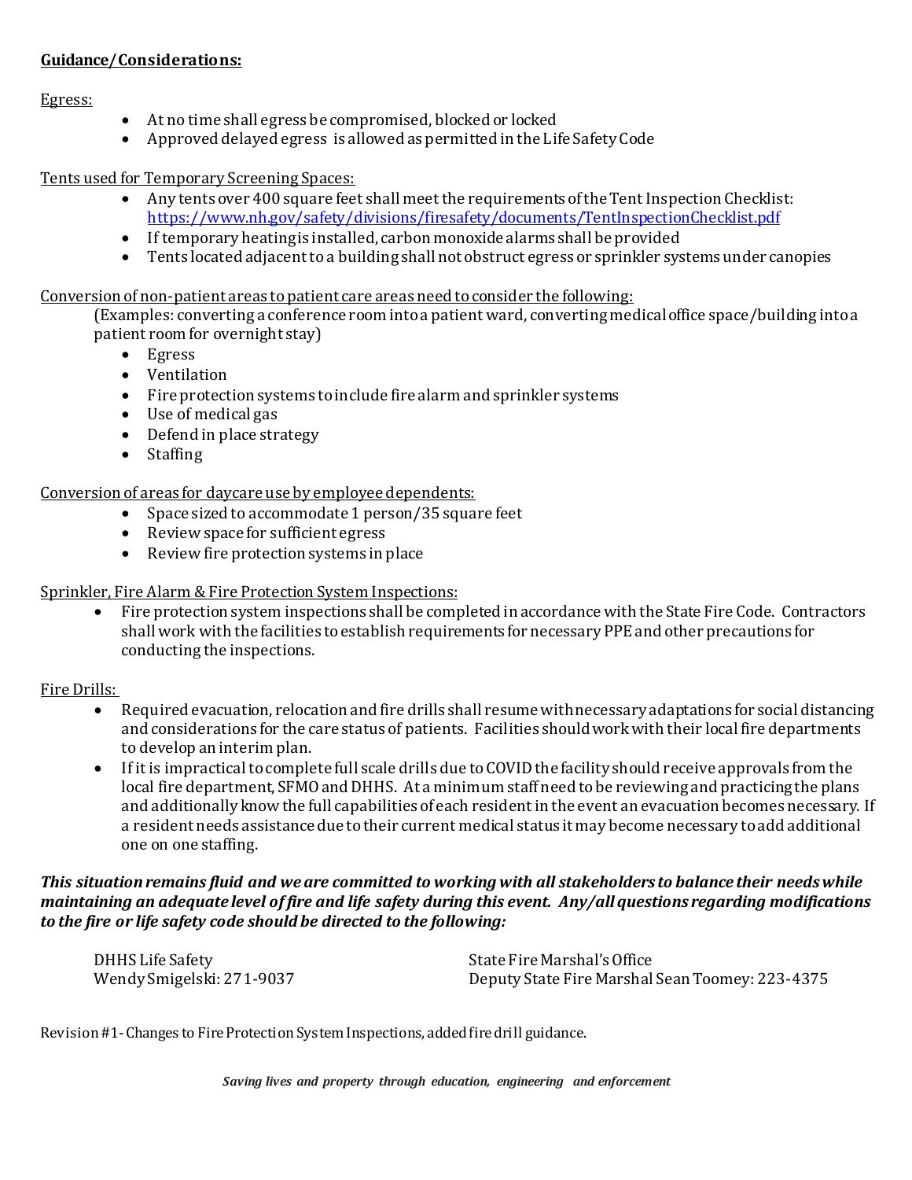**Guidance/Considerations:**

Egress:

- At no time shall egress be compromised, blocked or locked
- Approved delayed egress is allowed as permitted in the Life Safety Code

Tents used for Temporary Screening Spaces:

- Any tents over 400 square feet shall meet the requirements of the Tent Inspection Checklist: https://www.nh.gov/safety/divisions/firesafety/documents/TentInspectionChecklist.pdf
- If temporary heating is installed, carbon monoxide alarms shall be provided
- Tents located adjacent to a building shall not obstruct egress or sprinkler systems under canopies

Conversion of non-patient areas to patient care areas need to consider the following:

(Examples: converting a conference room into a patient ward, converting medical office space/building into a patient room for overnight stay)

- Egress
- Ventilation
- Fire protection systems to include fire alarm and sprinkler systems
- Use of medical gas
- Defend in place strategy
- Staffing

Conversion of areas for daycare use by employee dependents:

- Space sized to accommodate 1 person/35 square feet
- Review space for sufficient egress
- Review fire protection systems in place

Sprinkler, Fire Alarm & Fire Protection System Inspections:

- Fire protection system inspections shall be completed in accordance with the State Fire Code. Contractors shall work with the facilities to establish requirements for necessary PPE and other precautions for conducting the inspections.

Fire Drills:

- Required evacuation, relocation and fire drills shall resume with necessary adaptations for social distancing and considerations for the care status of patients. Facilities should work with their local fire departments to develop an interim plan.
- If it is impractical to complete full scale drills due to COVID the facility should receive approvals from the local fire department, SFMO and DHHS. At a minimum staff need to be reviewing and practicing the plans and additionally know the full capabilities of each resident in the event an evacuation becomes necessary. If a resident needs assistance due to their current medical status it may become necessary to add additional one on one staffing.

***This situation remains fluid and we are committed to working with all stakeholders to balance their needs while maintaining an adequate level of fire and life safety during this event. Any/all questions regarding modifications to the fire or life safety code should be directed to the following:***

DHHS Life Safety
Wendy Smigelski: 271-9037

State Fire Marshal's Office
Deputy State Fire Marshal Sean Toomey: 223-4375

Revision #1- Changes to Fire Protection System Inspections, added fire drill guidance.

***Saving lives and property through education, engineering and enforcement***